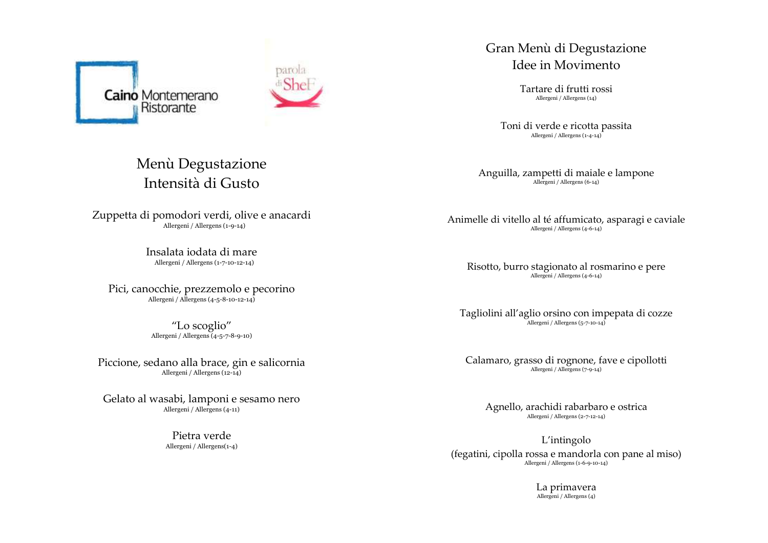Caino Montemerano Ristorante

parola di SheF

## Menù Degustazione
## Intensità di Gusto

Zuppetta di pomodori verdi, olive e anacardi
Allergeni / Allergens (1-9-14)

Insalata iodata di mare
Allergeni / Allergens (1-7-10-12-14)

Pici, canocchie, prezzemolo e pecorino
Allergeni / Allergens (4-5-8-10-12-14)

"Lo scoglio"
Allergeni / Allergens (4-5-7-8-9-10)

Piccione, sedano alla brace, gin e salicornia
Allergeni / Allergens (12-14)

Gelato al wasabi, lamponi e sesamo nero
Allergeni / Allergens (4-11)

Pietra verde
Allergeni / Allergens(1-4)

## Gran Menù di Degustazione
## Idee in Movimento

Tartare di frutti rossi
Allergeni / Allergens (14)

Toni di verde e ricotta passita
Allergeni / Allergens (1-4-14)

Anguilla, zampetti di maiale e lampone
Allergeni / Allergens (6-14)

Animelle di vitello al té affumicato, asparagi e caviale
Allergeni / Allergens (4-6-14)

Risotto, burro stagionato al rosmarino e pere
Allergeni / Allergens (4-6-14)

Tagliolini all'aglio orsino con impepata di cozze
Allergeni / Allergens (5-7-10-14)

Calamaro, grasso di rognone, fave e cipollotti
Allergeni / Allergens (7-9-14)

Agnello, arachidi rabarbaro e ostrica
Allergeni / Allergens (2-7-12-14)

L'intingolo
(fegatini, cipolla rossa e mandorla con pane al miso)
Allergeni / Allergens (1-6-9-10-14)

La primavera
Allergeni / Allergens (4)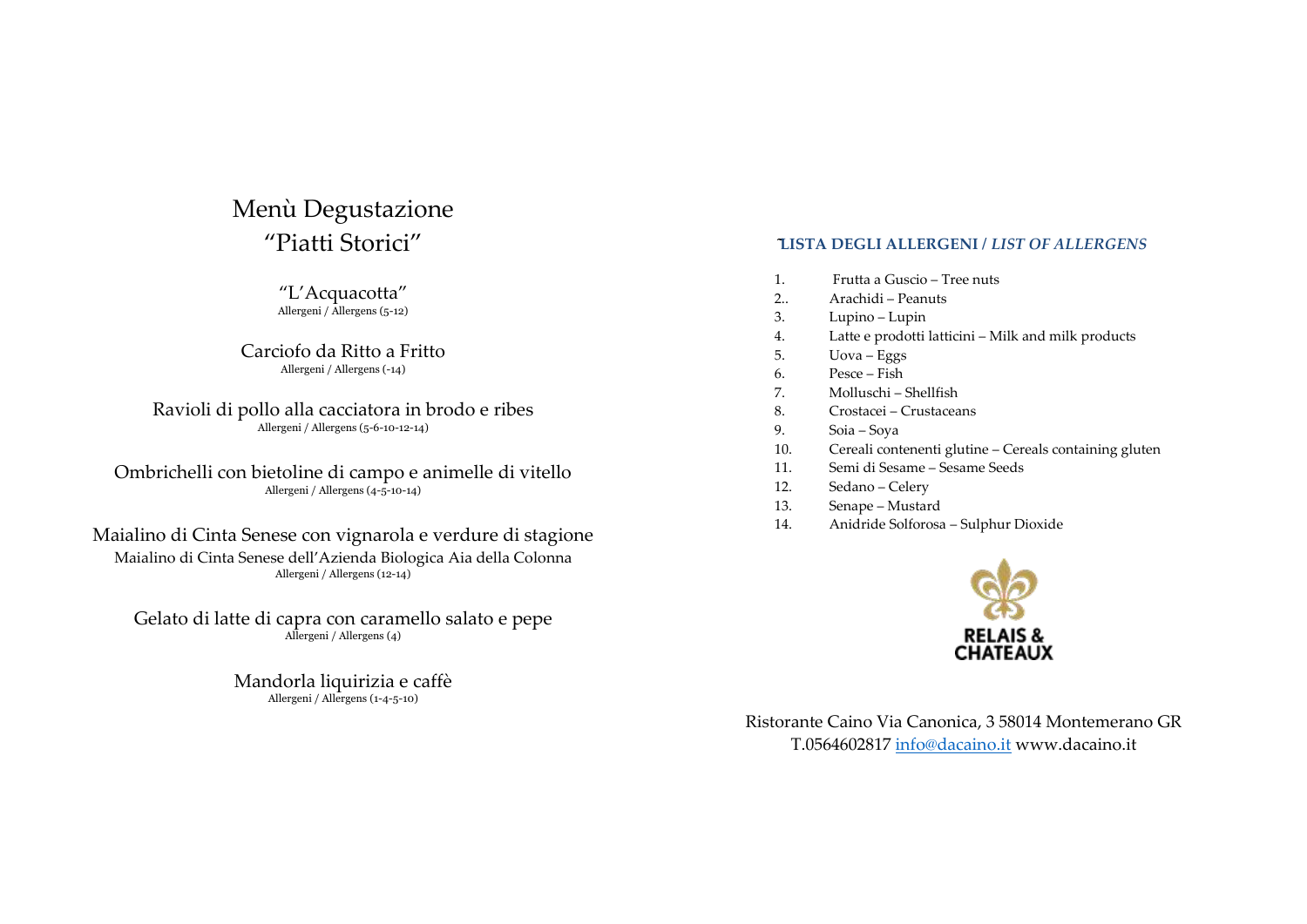# Menù Degustazione
# "Piatti Storici"

"L'Acquacotta"
Allergeni / Allergens (5-12)

Carciofo da Ritto a Fritto
Allergeni / Allergens (-14)

Ravioli di pollo alla cacciatora in brodo e ribes
Allergeni / Allergens (5-6-10-12-14)

Ombrichelli con bietoline di campo e animelle di vitello
Allergeni / Allergens (4-5-10-14)

Maialino di Cinta Senese con vignarola e verdure di stagione
Maialino di Cinta Senese dell'Azienda Biologica Aia della Colonna
Allergeni / Allergens (12-14)

Gelato di latte di capra con caramello salato e pepe
Allergeni / Allergens (4)

Mandorla liquirizia e caffè
Allergeni / Allergens (1-4-5-10)

**LISTA DEGLI ALLERGENI / *LIST OF ALLERGENS***

1. Frutta a Guscio – Tree nuts
2. Arachidi – Peanuts
3. Lupino – Lupin
4. Latte e prodotti latticini – Milk and milk products
5. Uova – Eggs
6. Pesce – Fish
7. Molluschi – Shellfish
8. Crostacei – Crustaceans
9. Soia – Soya
10. Cereali contenenti glutine – Cereals containing gluten
11. Semi di Sesame – Sesame Seeds
12. Sedano – Celery
13. Senape – Mustard
14. Anidride Solforosa – Sulphur Dioxide

RELAIS & CHATEAUX

Ristorante Caino Via Canonica, 3 58014 Montemerano GR
T.0564602817 info@dacaino.it www.dacaino.it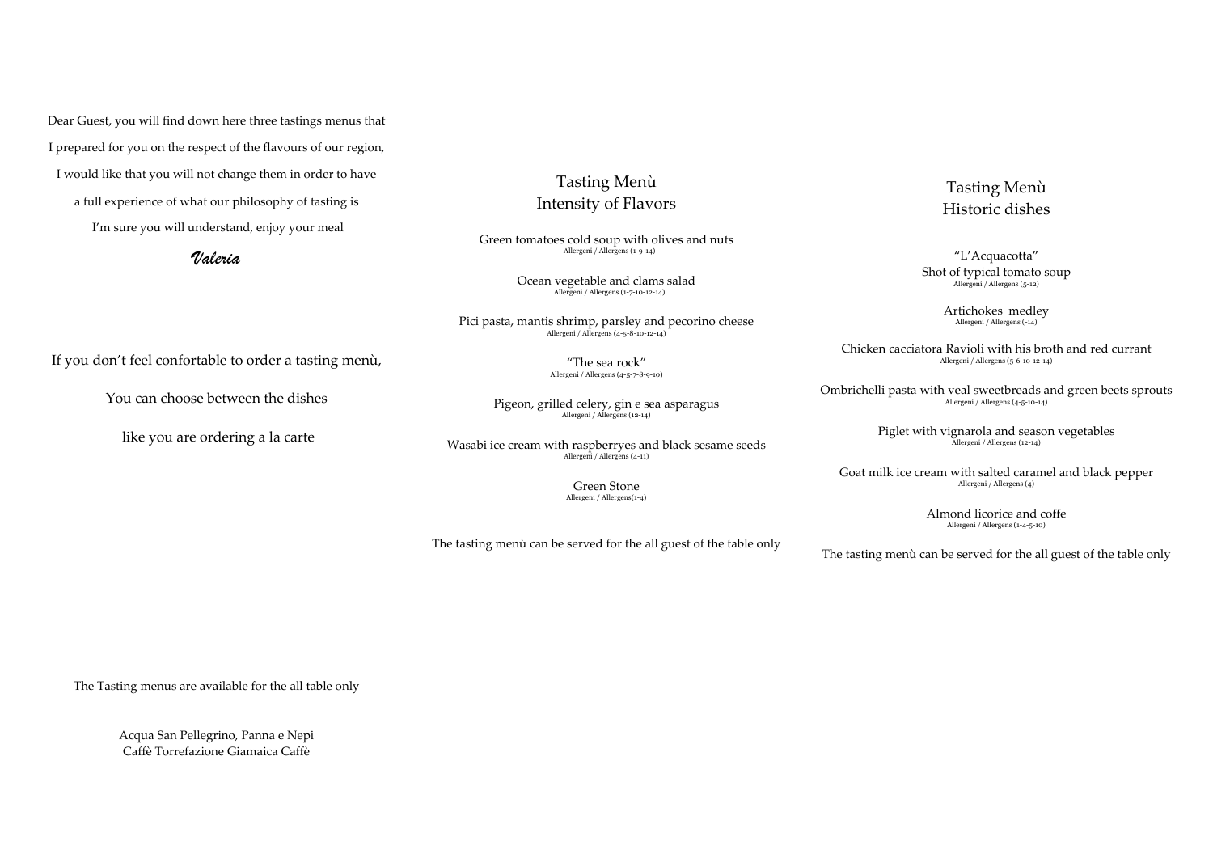Dear Guest, you will find down here three tastings menus that

I prepared for you on the respect of the flavours of our region,

I would like that you will not change them in order to have

a full experience of what our philosophy of tasting is

I'm sure you will understand, enjoy your meal

*Valeria*

If you don't feel confortable to order a tasting menù,

You can choose between the dishes

like you are ordering a la carte

The Tasting menus are available for the all table only

Acqua San Pellegrino, Panna e Nepi
Caffè Torrefazione Giamaica Caffè

## Tasting Menù
## Intensity of Flavors

Green tomatoes cold soup with olives and nuts
Allergeni / Allergens (1-9-14)

Ocean vegetable and clams salad
Allergeni / Allergens (1-7-10-12-14)

Pici pasta, mantis shrimp, parsley and pecorino cheese
Allergeni / Allergens (4-5-8-10-12-14)

"The sea rock"
Allergeni / Allergens (4-5-7-8-9-10)

Pigeon, grilled celery, gin e sea asparagus
Allergeni / Allergens (12-14)

Wasabi ice cream with raspberryes and black sesame seeds
Allergeni / Allergens (4-11)

Green Stone
Allergeni / Allergens(1-4)

The tasting menù can be served for the all guest of the table only

## Tasting Menù
## Historic dishes

"L'Acquacotta"
Shot of typical tomato soup
Allergeni / Allergens (5-12)

Artichokes medley
Allergeni / Allergens (-14)

Chicken cacciatora Ravioli with his broth and red currant
Allergeni / Allergens (5-6-10-12-14)

Ombrichelli pasta with veal sweetbreads and green beets sprouts
Allergeni / Allergens (4-5-10-14)

Piglet with vignarola and season vegetables
Allergeni / Allergens (12-14)

Goat milk ice cream with salted caramel and black pepper
Allergeni / Allergens (4)

Almond licorice and coffe
Allergeni / Allergens (1-4-5-10)

The tasting menù can be served for the all guest of the table only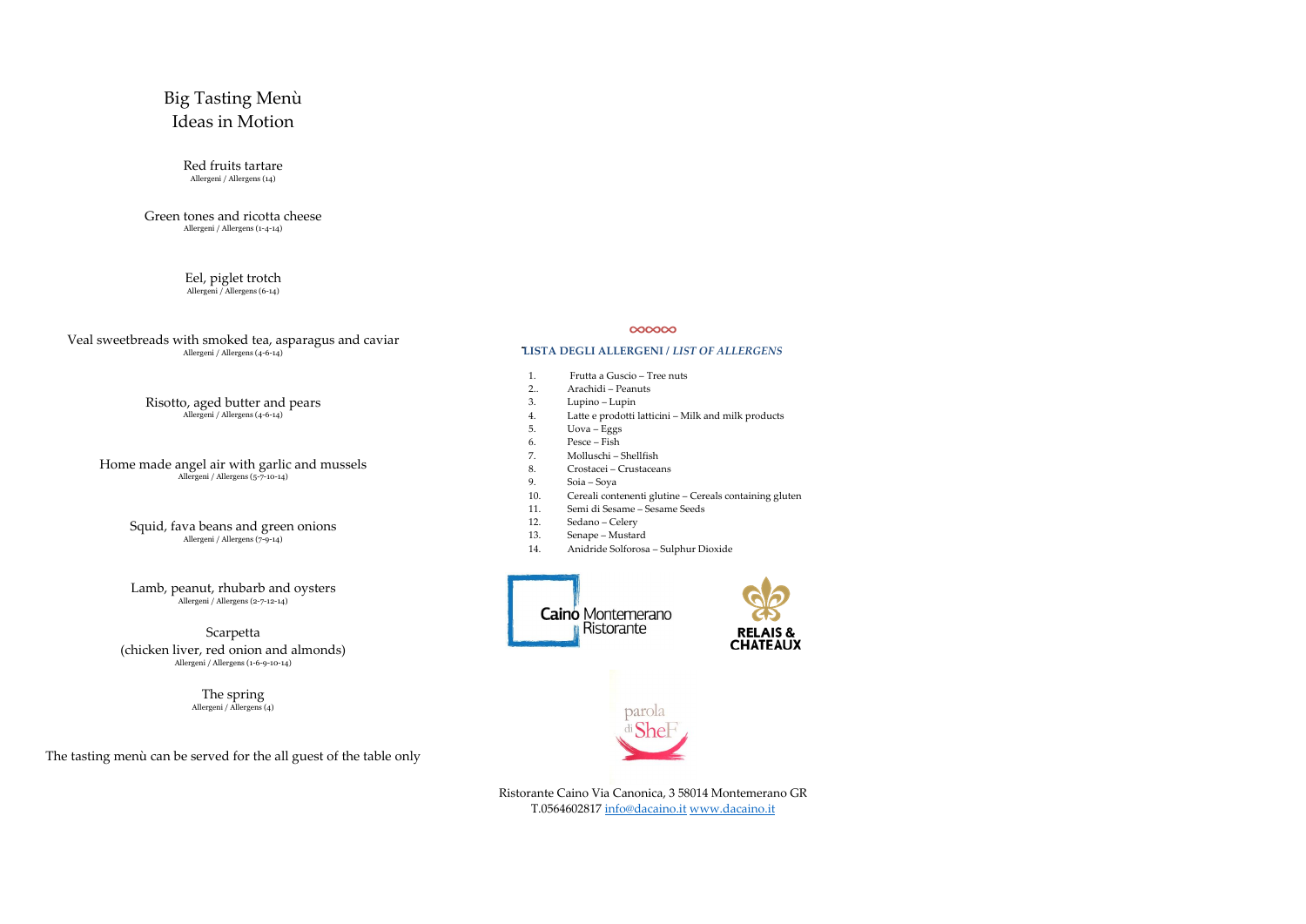# Big Tasting Menù
## Ideas in Motion

Red fruits tartare
Allergeni / Allergens (14)

Green tones and ricotta cheese
Allergeni / Allergens (1-4-14)

Eel, piglet trotch
Allergeni / Allergens (6-14)

Veal sweetbreads with smoked tea, asparagus and caviar
Allergeni / Allergens (4-6-14)

Risotto, aged butter and pears
Allergeni / Allergens (4-6-14)

Home made angel air with garlic and mussels
Allergeni / Allergens (5-7-10-14)

Squid, fava beans and green onions
Allergeni / Allergens (7-9-14)

Lamb, peanut, rhubarb and oysters
Allergeni / Allergens (2-7-12-14)

Scarpetta
(chicken liver, red onion and almonds)
Allergeni / Allergens (1-6-9-10-14)

The spring
Allergeni / Allergens (4)

The tasting menù can be served for the all guest of the table only

**LISTA DEGLI ALLERGENI /** ***LIST OF ALLERGENS***

1. Frutta a Guscio – Tree nuts
2. Arachidi – Peanuts
3. Lupino – Lupin
4. Latte e prodotti latticini – Milk and milk products
5. Uova – Eggs
6. Pesce – Fish
7. Molluschi – Shellfish
8. Crostacei – Crustaceans
9. Soia – Soya
10. Cereali contenenti glutine – Cereals containing gluten
11. Semi di Sesame – Sesame Seeds
12. Sedano – Celery
13. Senape – Mustard
14. Anidride Solforosa – Sulphur Dioxide

Caino Montemerano Ristorante

RELAIS & CHATEAUX

parola di SheF

Ristorante Caino Via Canonica, 3 58014 Montemerano GR
T.0564602817 info@dacaino.it www.dacaino.it